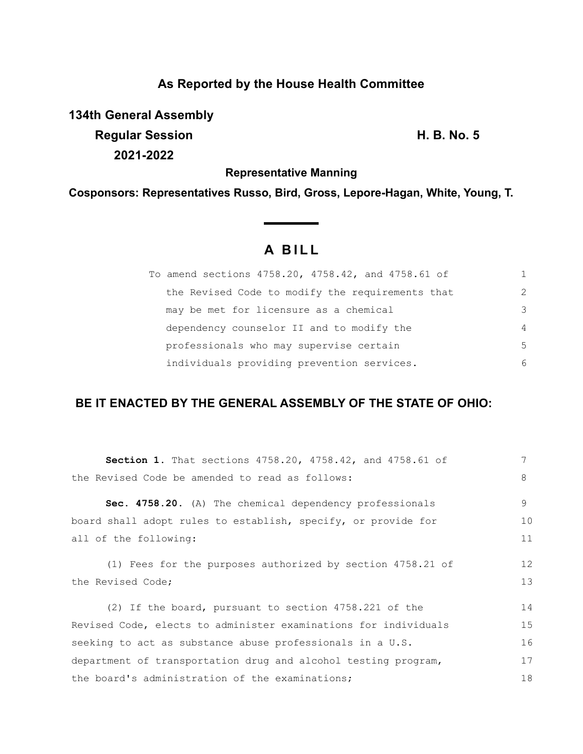**As Reported by the House Health Committee**

**134th General Assembly**

**Regular Session** **H. B. No. 5**

**2021-2022**

**Representative Manning**

**Cosponsors: Representatives Russo, Bird, Gross, Lepore-Hagan, White, Young, T.**

# A BILL

To amend sections 4758.20, 4758.42, and 4758.61 of the Revised Code to modify the requirements that may be met for licensure as a chemical dependency counselor II and to modify the professionals who may supervise certain individuals providing prevention services.

**BE IT ENACTED BY THE GENERAL ASSEMBLY OF THE STATE OF OHIO:**

**Section 1.** That sections 4758.20, 4758.42, and 4758.61 of the Revised Code be amended to read as follows:

**Sec. 4758.20.** (A) The chemical dependency professionals board shall adopt rules to establish, specify, or provide for all of the following:

(1) Fees for the purposes authorized by section 4758.21 of the Revised Code;

(2) If the board, pursuant to section 4758.221 of the Revised Code, elects to administer examinations for individuals seeking to act as substance abuse professionals in a U.S. department of transportation drug and alcohol testing program, the board's administration of the examinations;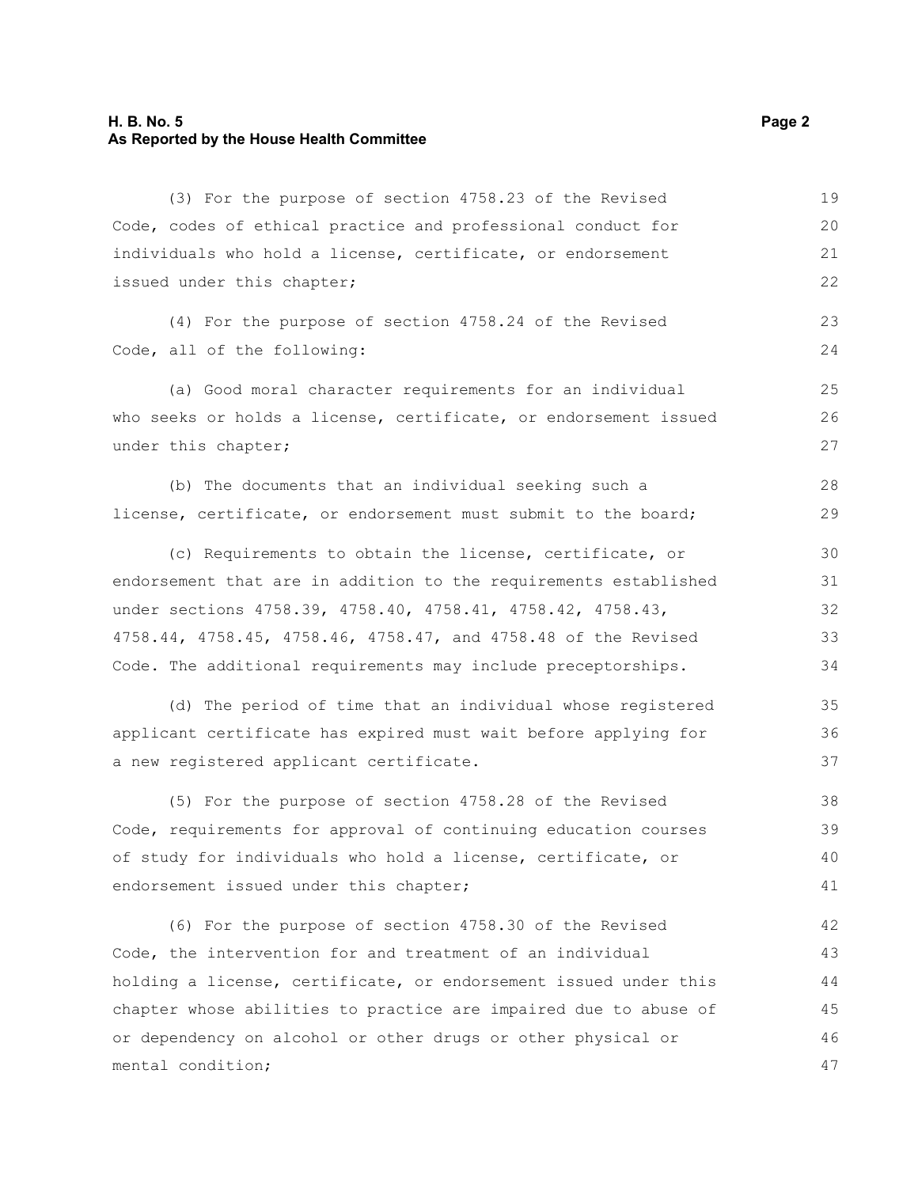(3) For the purpose of section 4758.23 of the Revised Code, codes of ethical practice and professional conduct for individuals who hold a license, certificate, or endorsement issued under this chapter;

(4) For the purpose of section 4758.24 of the Revised Code, all of the following:

(a) Good moral character requirements for an individual who seeks or holds a license, certificate, or endorsement issued under this chapter;

(b) The documents that an individual seeking such a license, certificate, or endorsement must submit to the board;

(c) Requirements to obtain the license, certificate, or endorsement that are in addition to the requirements established under sections 4758.39, 4758.40, 4758.41, 4758.42, 4758.43, 4758.44, 4758.45, 4758.46, 4758.47, and 4758.48 of the Revised Code. The additional requirements may include preceptorships.

(d) The period of time that an individual whose registered applicant certificate has expired must wait before applying for a new registered applicant certificate.

(5) For the purpose of section 4758.28 of the Revised Code, requirements for approval of continuing education courses of study for individuals who hold a license, certificate, or endorsement issued under this chapter;

(6) For the purpose of section 4758.30 of the Revised Code, the intervention for and treatment of an individual holding a license, certificate, or endorsement issued under this chapter whose abilities to practice are impaired due to abuse of or dependency on alcohol or other drugs or other physical or mental condition;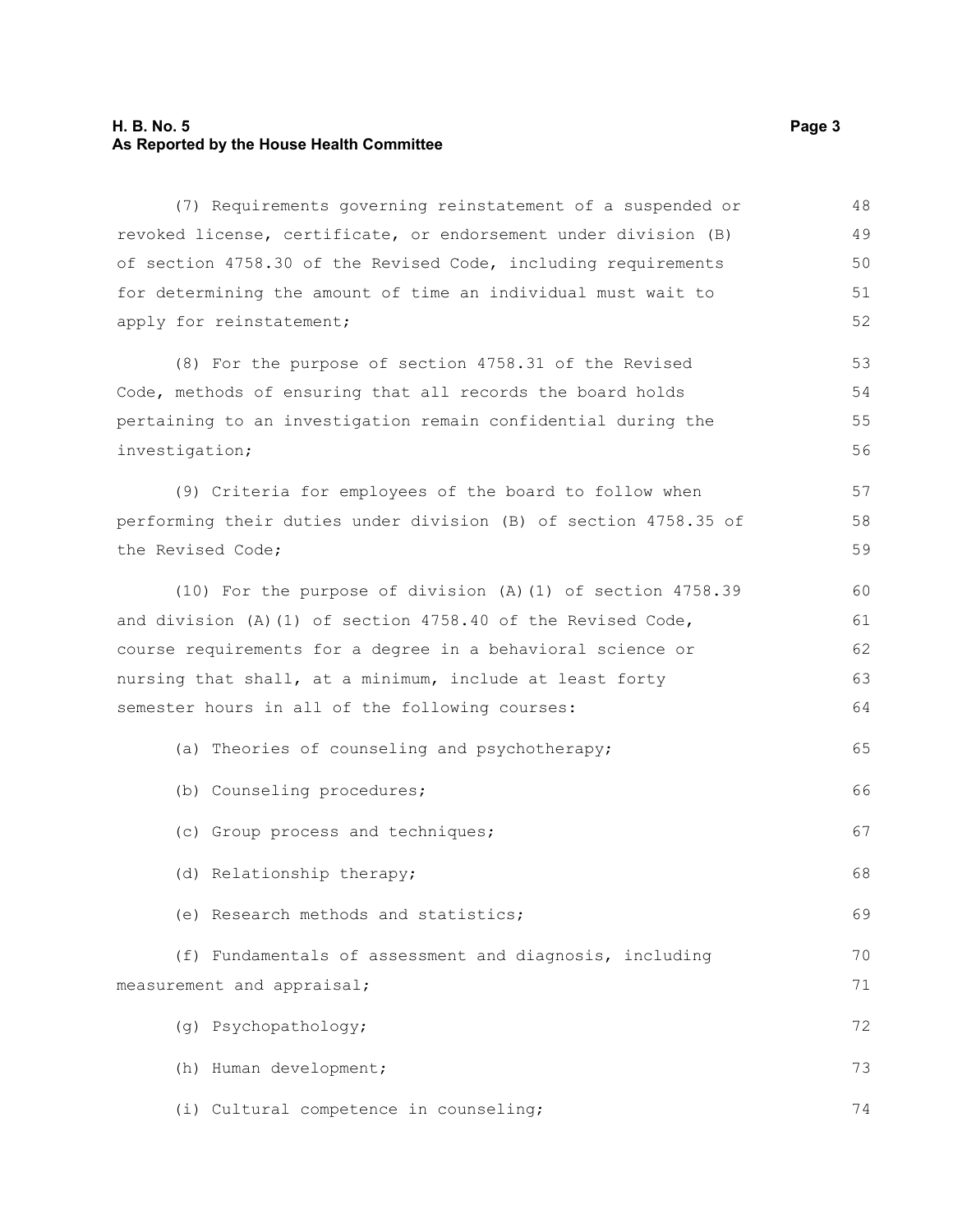(7) Requirements governing reinstatement of a suspended or revoked license, certificate, or endorsement under division (B) of section 4758.30 of the Revised Code, including requirements for determining the amount of time an individual must wait to apply for reinstatement;

(8) For the purpose of section 4758.31 of the Revised Code, methods of ensuring that all records the board holds pertaining to an investigation remain confidential during the investigation;

(9) Criteria for employees of the board to follow when performing their duties under division (B) of section 4758.35 of the Revised Code;

(10) For the purpose of division (A)(1) of section 4758.39 and division (A)(1) of section 4758.40 of the Revised Code, course requirements for a degree in a behavioral science or nursing that shall, at a minimum, include at least forty semester hours in all of the following courses:

(a) Theories of counseling and psychotherapy;

(b) Counseling procedures;

(c) Group process and techniques;

(d) Relationship therapy;

(e) Research methods and statistics;

(f) Fundamentals of assessment and diagnosis, including measurement and appraisal;

(g) Psychopathology;

(h) Human development;

(i) Cultural competence in counseling;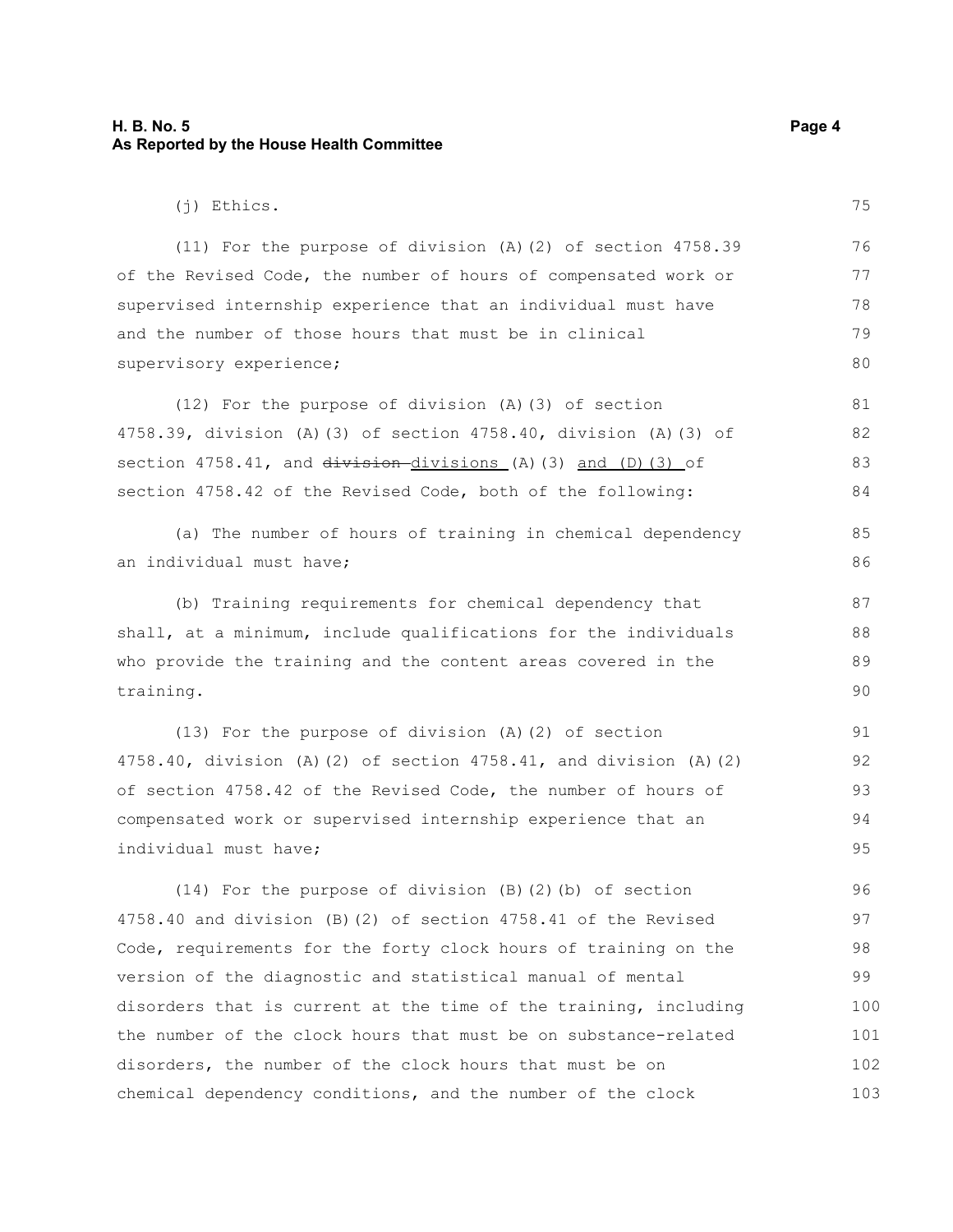(j) Ethics.

(11) For the purpose of division (A)(2) of section 4758.39 of the Revised Code, the number of hours of compensated work or supervised internship experience that an individual must have and the number of those hours that must be in clinical supervisory experience;

(12) For the purpose of division (A)(3) of section 4758.39, division (A)(3) of section 4758.40, division (A)(3) of section 4758.41, and ~~division~~ divisions (A)(3) and (D)(3) of section 4758.42 of the Revised Code, both of the following:

(a) The number of hours of training in chemical dependency an individual must have;

(b) Training requirements for chemical dependency that shall, at a minimum, include qualifications for the individuals who provide the training and the content areas covered in the training.

(13) For the purpose of division (A)(2) of section 4758.40, division (A)(2) of section 4758.41, and division (A)(2) of section 4758.42 of the Revised Code, the number of hours of compensated work or supervised internship experience that an individual must have;

(14) For the purpose of division (B)(2)(b) of section 4758.40 and division (B)(2) of section 4758.41 of the Revised Code, requirements for the forty clock hours of training on the version of the diagnostic and statistical manual of mental disorders that is current at the time of the training, including the number of the clock hours that must be on substance-related disorders, the number of the clock hours that must be on chemical dependency conditions, and the number of the clock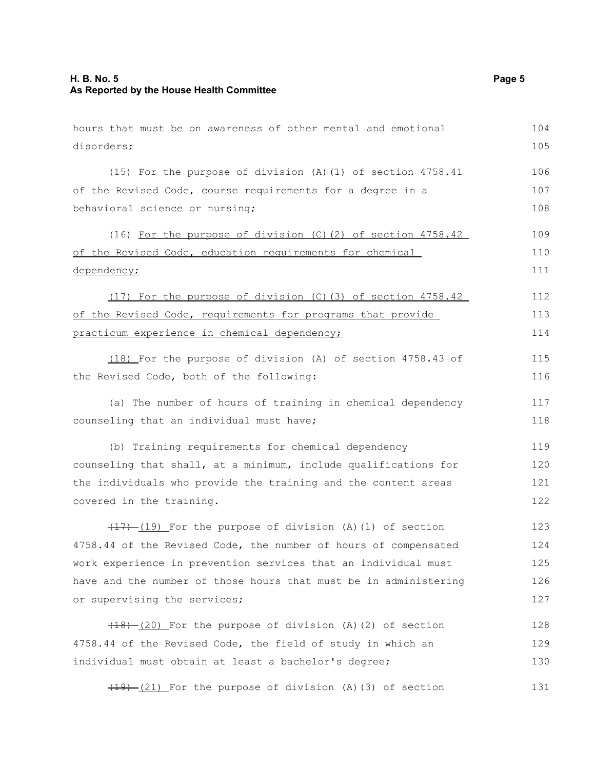hours that must be on awareness of other mental and emotional disorders;

(15) For the purpose of division (A)(1) of section 4758.41 of the Revised Code, course requirements for a degree in a behavioral science or nursing;

(16) For the purpose of division (C)(2) of section 4758.42 of the Revised Code, education requirements for chemical dependency;

(17) For the purpose of division (C)(3) of section 4758.42 of the Revised Code, requirements for programs that provide practicum experience in chemical dependency;

(18) For the purpose of division (A) of section 4758.43 of the Revised Code, both of the following:

(a) The number of hours of training in chemical dependency counseling that an individual must have;

(b) Training requirements for chemical dependency counseling that shall, at a minimum, include qualifications for the individuals who provide the training and the content areas covered in the training.

~~(17)~~ (19) For the purpose of division (A)(1) of section 4758.44 of the Revised Code, the number of hours of compensated work experience in prevention services that an individual must have and the number of those hours that must be in administering or supervising the services;

~~(18)~~ (20) For the purpose of division (A)(2) of section 4758.44 of the Revised Code, the field of study in which an individual must obtain at least a bachelor's degree;

~~(19)~~ (21) For the purpose of division (A)(3) of section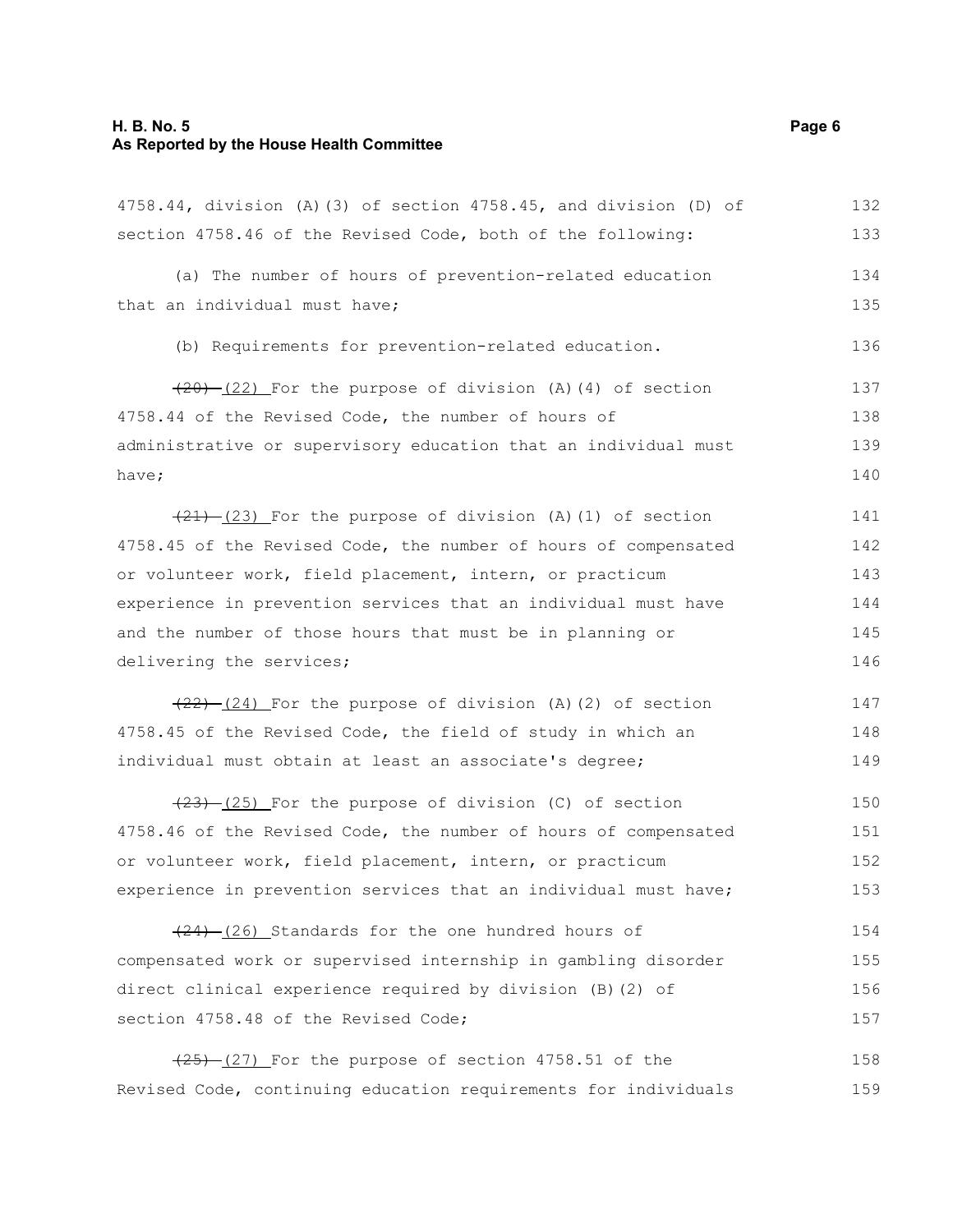4758.44, division (A)(3) of section 4758.45, and division (D) of section 4758.46 of the Revised Code, both of the following:

(a) The number of hours of prevention-related education that an individual must have;

(b) Requirements for prevention-related education.

~~(20)~~ (22) For the purpose of division (A)(4) of section 4758.44 of the Revised Code, the number of hours of administrative or supervisory education that an individual must have;

~~(21)~~ (23) For the purpose of division (A)(1) of section 4758.45 of the Revised Code, the number of hours of compensated or volunteer work, field placement, intern, or practicum experience in prevention services that an individual must have and the number of those hours that must be in planning or delivering the services;

~~(22)~~ (24) For the purpose of division (A)(2) of section 4758.45 of the Revised Code, the field of study in which an individual must obtain at least an associate's degree;

~~(23)~~ (25) For the purpose of division (C) of section 4758.46 of the Revised Code, the number of hours of compensated or volunteer work, field placement, intern, or practicum experience in prevention services that an individual must have;

~~(24)~~ (26) Standards for the one hundred hours of compensated work or supervised internship in gambling disorder direct clinical experience required by division (B)(2) of section 4758.48 of the Revised Code;

~~(25)~~ (27) For the purpose of section 4758.51 of the Revised Code, continuing education requirements for individuals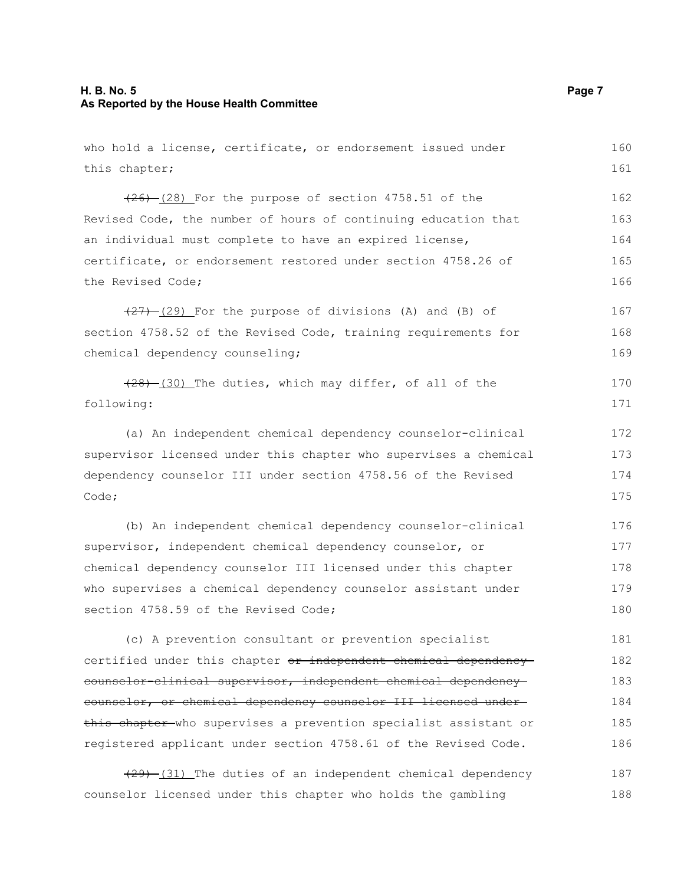who hold a license, certificate, or endorsement issued under this chapter;

~~(26)~~ (28) For the purpose of section 4758.51 of the Revised Code, the number of hours of continuing education that an individual must complete to have an expired license, certificate, or endorsement restored under section 4758.26 of the Revised Code;

~~(27)~~ (29) For the purpose of divisions (A) and (B) of section 4758.52 of the Revised Code, training requirements for chemical dependency counseling;

~~(28)~~ (30) The duties, which may differ, of all of the following:

(a) An independent chemical dependency counselor-clinical supervisor licensed under this chapter who supervises a chemical dependency counselor III under section 4758.56 of the Revised Code;

(b) An independent chemical dependency counselor-clinical supervisor, independent chemical dependency counselor, or chemical dependency counselor III licensed under this chapter who supervises a chemical dependency counselor assistant under section 4758.59 of the Revised Code;

(c) A prevention consultant or prevention specialist certified under this chapter ~~or independent chemical dependency counselor-clinical supervisor, independent chemical dependency counselor, or chemical dependency counselor III licensed under this chapter~~ who supervises a prevention specialist assistant or registered applicant under section 4758.61 of the Revised Code.

~~(29)~~ (31) The duties of an independent chemical dependency counselor licensed under this chapter who holds the gambling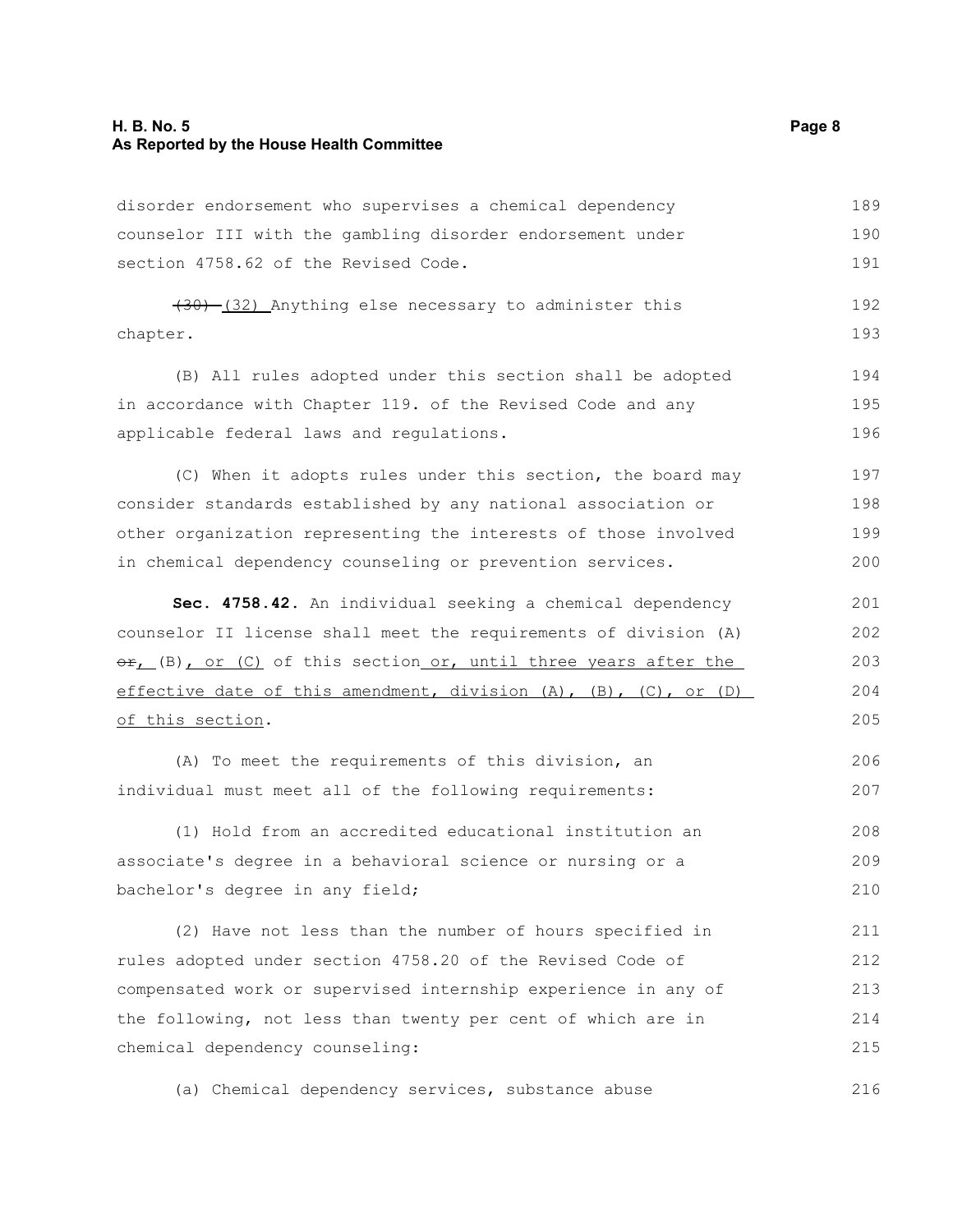disorder endorsement who supervises a chemical dependency counselor III with the gambling disorder endorsement under section 4758.62 of the Revised Code.

~~(30)~~ (32) Anything else necessary to administer this chapter.

(B) All rules adopted under this section shall be adopted in accordance with Chapter 119. of the Revised Code and any applicable federal laws and regulations.

(C) When it adopts rules under this section, the board may consider standards established by any national association or other organization representing the interests of those involved in chemical dependency counseling or prevention services.

**Sec. 4758.42.** An individual seeking a chemical dependency counselor II license shall meet the requirements of division (A) ~~or~~, (B), or (C) of this section or, until three years after the effective date of this amendment, division (A), (B), (C), or (D) of this section.

(A) To meet the requirements of this division, an individual must meet all of the following requirements:

(1) Hold from an accredited educational institution an associate's degree in a behavioral science or nursing or a bachelor's degree in any field;

(2) Have not less than the number of hours specified in rules adopted under section 4758.20 of the Revised Code of compensated work or supervised internship experience in any of the following, not less than twenty per cent of which are in chemical dependency counseling:

(a) Chemical dependency services, substance abuse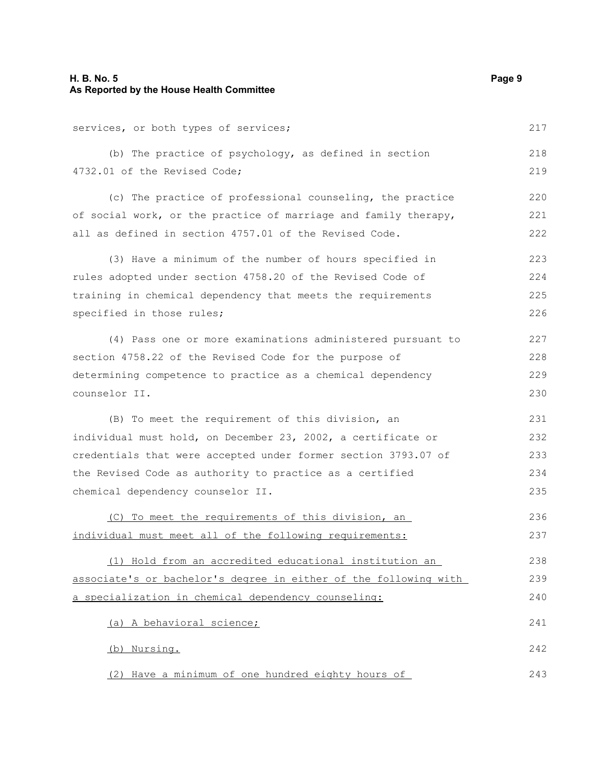services, or both types of services;

(b) The practice of psychology, as defined in section 4732.01 of the Revised Code;

(c) The practice of professional counseling, the practice of social work, or the practice of marriage and family therapy, all as defined in section 4757.01 of the Revised Code.

(3) Have a minimum of the number of hours specified in rules adopted under section 4758.20 of the Revised Code of training in chemical dependency that meets the requirements specified in those rules;

(4) Pass one or more examinations administered pursuant to section 4758.22 of the Revised Code for the purpose of determining competence to practice as a chemical dependency counselor II.

(B) To meet the requirement of this division, an individual must hold, on December 23, 2002, a certificate or credentials that were accepted under former section 3793.07 of the Revised Code as authority to practice as a certified chemical dependency counselor II.

<u>(C) To meet the requirements of this division, an individual must meet all of the following requirements:</u>

<u>(1) Hold from an accredited educational institution an associate's or bachelor's degree in either of the following with a specialization in chemical dependency counseling:</u>

<u>(a) A behavioral science;</u>

<u>(b) Nursing.</u>

<u>(2) Have a minimum of one hundred eighty hours of</u>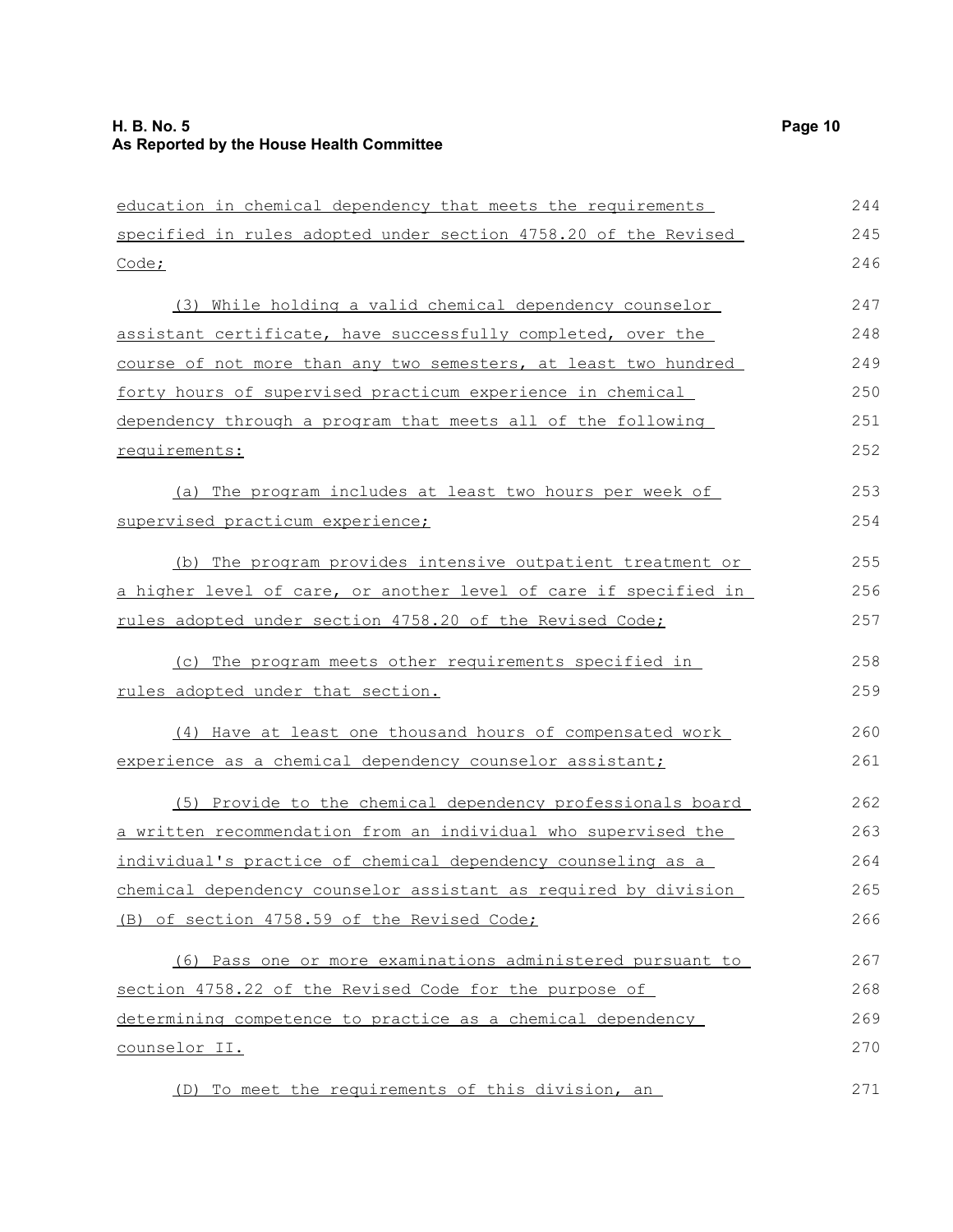education in chemical dependency that meets the requirements specified in rules adopted under section 4758.20 of the Revised Code;

(3) While holding a valid chemical dependency counselor assistant certificate, have successfully completed, over the course of not more than any two semesters, at least two hundred forty hours of supervised practicum experience in chemical dependency through a program that meets all of the following requirements:

(a) The program includes at least two hours per week of supervised practicum experience;

(b) The program provides intensive outpatient treatment or a higher level of care, or another level of care if specified in rules adopted under section 4758.20 of the Revised Code;

(c) The program meets other requirements specified in rules adopted under that section.

(4) Have at least one thousand hours of compensated work experience as a chemical dependency counselor assistant;

(5) Provide to the chemical dependency professionals board a written recommendation from an individual who supervised the individual's practice of chemical dependency counseling as a chemical dependency counselor assistant as required by division (B) of section 4758.59 of the Revised Code;

(6) Pass one or more examinations administered pursuant to section 4758.22 of the Revised Code for the purpose of determining competence to practice as a chemical dependency counselor II.

(D) To meet the requirements of this division, an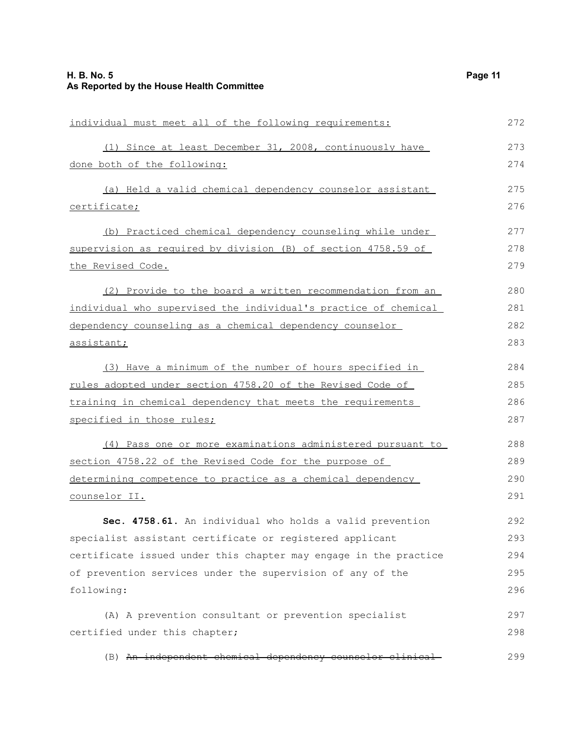individual must meet all of the following requirements:

(1) Since at least December 31, 2008, continuously have done both of the following:

(a) Held a valid chemical dependency counselor assistant certificate;

(b) Practiced chemical dependency counseling while under supervision as required by division (B) of section 4758.59 of the Revised Code.

(2) Provide to the board a written recommendation from an individual who supervised the individual's practice of chemical dependency counseling as a chemical dependency counselor assistant;

(3) Have a minimum of the number of hours specified in rules adopted under section 4758.20 of the Revised Code of training in chemical dependency that meets the requirements specified in those rules;

(4) Pass one or more examinations administered pursuant to section 4758.22 of the Revised Code for the purpose of determining competence to practice as a chemical dependency counselor II.

**Sec. 4758.61.** An individual who holds a valid prevention specialist assistant certificate or registered applicant certificate issued under this chapter may engage in the practice of prevention services under the supervision of any of the following:

(A) A prevention consultant or prevention specialist certified under this chapter;

(B) ~~An independent chemical dependency counselor clinical~~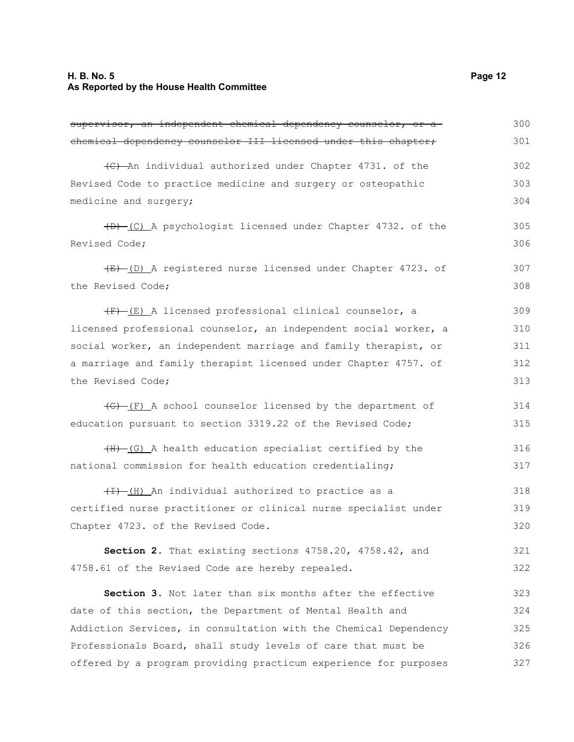~~supervisor, an independent chemical dependency counselor, or a chemical dependency counselor III licensed under this chapter;~~

~~(C)~~ An individual authorized under Chapter 4731. of the Revised Code to practice medicine and surgery or osteopathic medicine and surgery;

~~(D)~~ (C) A psychologist licensed under Chapter 4732. of the Revised Code;

~~(E)~~ (D) A registered nurse licensed under Chapter 4723. of the Revised Code;

~~(F)~~ (E) A licensed professional clinical counselor, a licensed professional counselor, an independent social worker, a social worker, an independent marriage and family therapist, or a marriage and family therapist licensed under Chapter 4757. of the Revised Code;

~~(G)~~ (F) A school counselor licensed by the department of education pursuant to section 3319.22 of the Revised Code;

~~(H)~~ (G) A health education specialist certified by the national commission for health education credentialing;

~~(I)~~ (H) An individual authorized to practice as a certified nurse practitioner or clinical nurse specialist under Chapter 4723. of the Revised Code.

**Section 2.** That existing sections 4758.20, 4758.42, and 4758.61 of the Revised Code are hereby repealed.

**Section 3.** Not later than six months after the effective date of this section, the Department of Mental Health and Addiction Services, in consultation with the Chemical Dependency Professionals Board, shall study levels of care that must be offered by a program providing practicum experience for purposes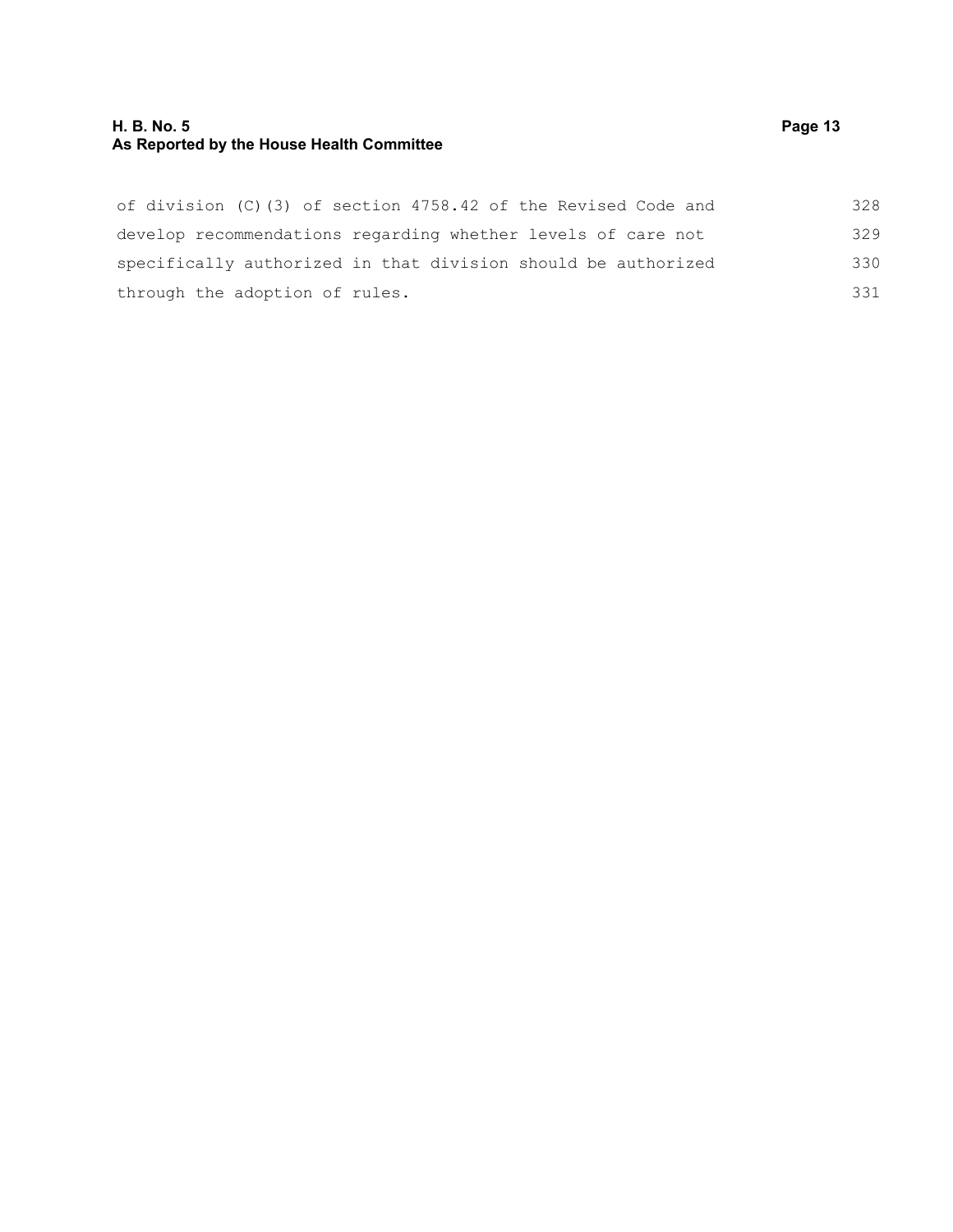of division (C)(3) of section 4758.42 of the Revised Code and develop recommendations regarding whether levels of care not specifically authorized in that division should be authorized through the adoption of rules.